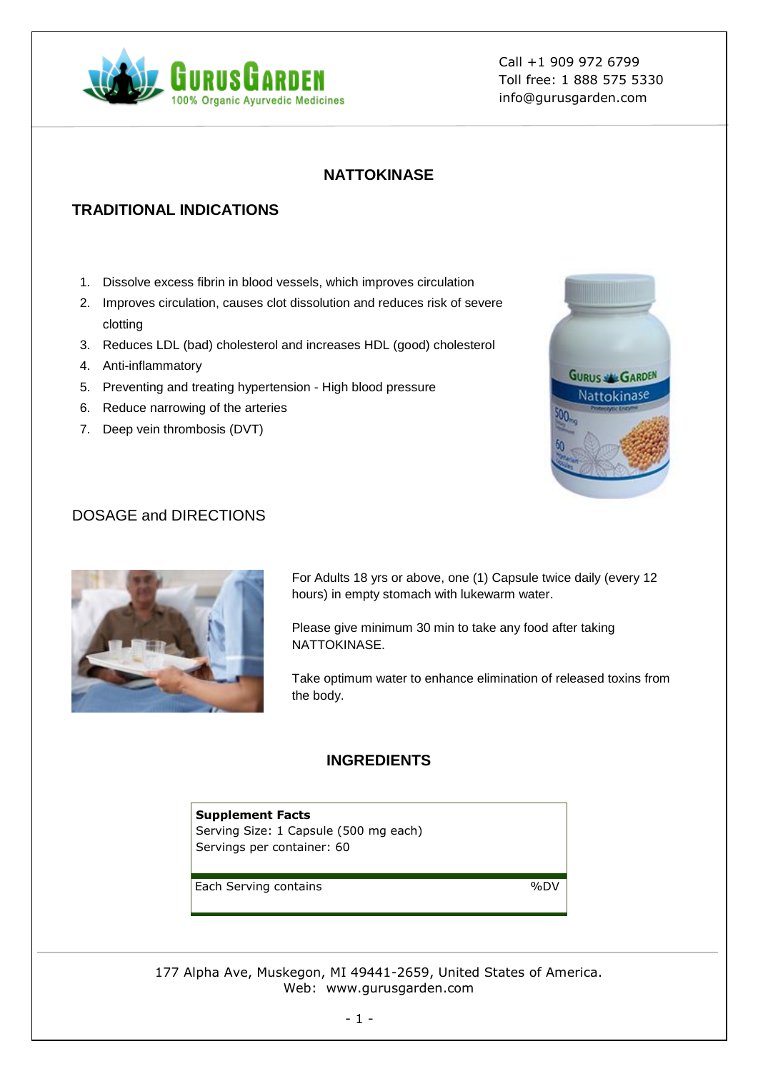Call +1 909 972 6799
Toll free: 1 888 575 5330
info@gurusgarden.com

# NATTOKINASE

## TRADITIONAL INDICATIONS

1. Dissolve excess fibrin in blood vessels, which improves circulation
2. Improves circulation, causes clot dissolution and reduces risk of severe clotting
3. Reduces LDL (bad) cholesterol and increases HDL (good) cholesterol
4. Anti-inflammatory
5. Preventing and treating hypertension - High blood pressure
6. Reduce narrowing of the arteries
7. Deep vein thrombosis (DVT)

## DOSAGE and DIRECTIONS

For Adults 18 yrs or above, one (1) Capsule twice daily (every 12 hours) in empty stomach with lukewarm water.

Please give minimum 30 min to take any food after taking NATTOKINASE.

Take optimum water to enhance elimination of released toxins from the body.

## INGREDIENTS

**Supplement Facts**
Serving Size: 1 Capsule (500 mg each)
Servings per container: 60

| Each Serving contains | %DV |
|---|---|

177 Alpha Ave, Muskegon, MI 49441-2659, United States of America.
Web: www.gurusgarden.com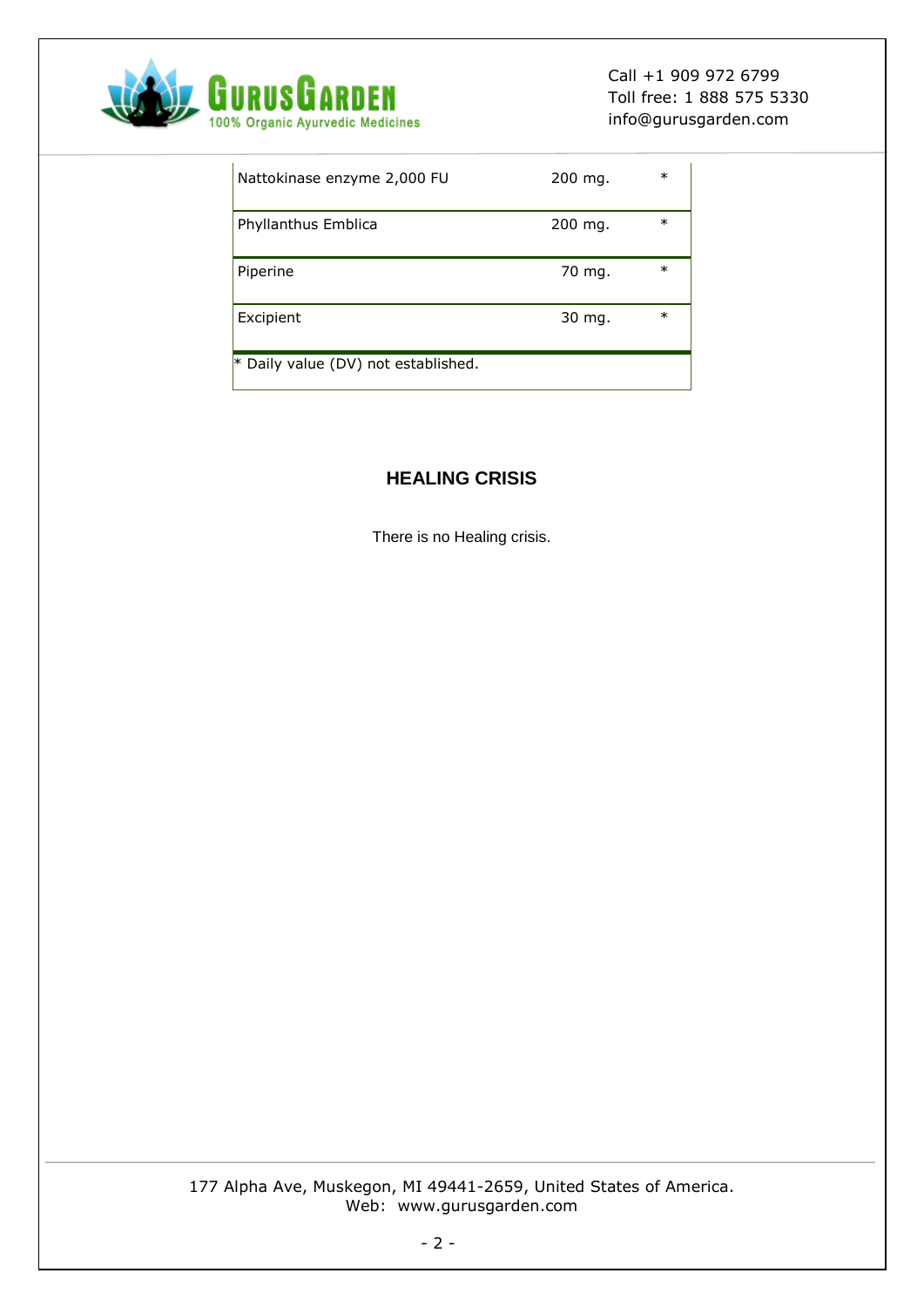| | | |
|---|---|---|
| Nattokinase enzyme 2,000 FU | 200 mg. | * |
| Phyllanthus Emblica | 200 mg. | * |
| Piperine | 70 mg. | * |
| Excipient | 30 mg. | * |

* Daily value (DV) not established.

## HEALING CRISIS

There is no Healing crisis.